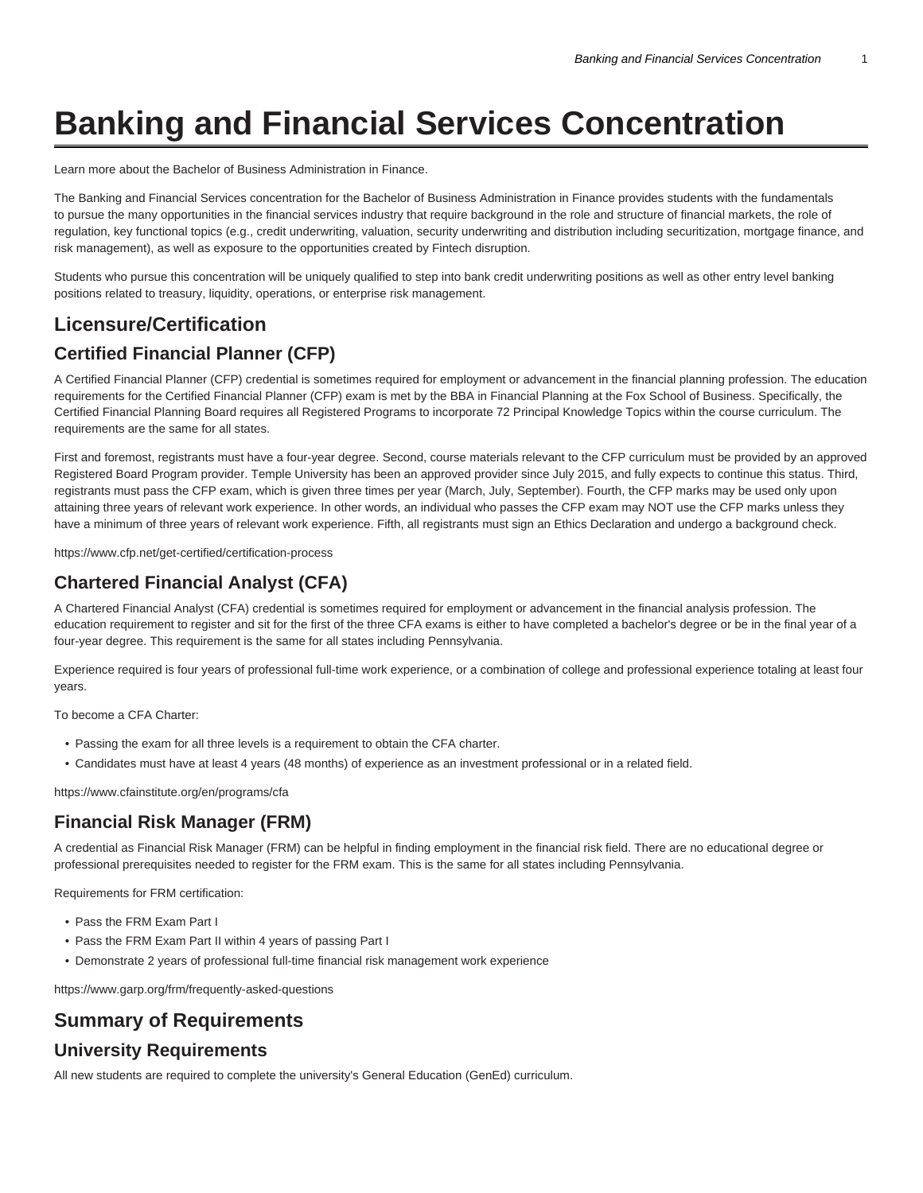# Banking and Financial Services Concentration

Learn more about the Bachelor of Business Administration in Finance.

The Banking and Financial Services concentration for the Bachelor of Business Administration in Finance provides students with the fundamentals to pursue the many opportunities in the financial services industry that require background in the role and structure of financial markets, the role of regulation, key functional topics (e.g., credit underwriting, valuation, security underwriting and distribution including securitization, mortgage finance, and risk management), as well as exposure to the opportunities created by Fintech disruption.

Students who pursue this concentration will be uniquely qualified to step into bank credit underwriting positions as well as other entry level banking positions related to treasury, liquidity, operations, or enterprise risk management.

## Licensure/Certification

### Certified Financial Planner (CFP)

A Certified Financial Planner (CFP) credential is sometimes required for employment or advancement in the financial planning profession. The education requirements for the Certified Financial Planner (CFP) exam is met by the BBA in Financial Planning at the Fox School of Business. Specifically, the Certified Financial Planning Board requires all Registered Programs to incorporate 72 Principal Knowledge Topics within the course curriculum. The requirements are the same for all states.

First and foremost, registrants must have a four-year degree. Second, course materials relevant to the CFP curriculum must be provided by an approved Registered Board Program provider. Temple University has been an approved provider since July 2015, and fully expects to continue this status. Third, registrants must pass the CFP exam, which is given three times per year (March, July, September). Fourth, the CFP marks may be used only upon attaining three years of relevant work experience. In other words, an individual who passes the CFP exam may NOT use the CFP marks unless they have a minimum of three years of relevant work experience. Fifth, all registrants must sign an Ethics Declaration and undergo a background check.

https://www.cfp.net/get-certified/certification-process

### Chartered Financial Analyst (CFA)

A Chartered Financial Analyst (CFA) credential is sometimes required for employment or advancement in the financial analysis profession. The education requirement to register and sit for the first of the three CFA exams is either to have completed a bachelor's degree or be in the final year of a four-year degree. This requirement is the same for all states including Pennsylvania.

Experience required is four years of professional full-time work experience, or a combination of college and professional experience totaling at least four years.

To become a CFA Charter:

- Passing the exam for all three levels is a requirement to obtain the CFA charter.
- Candidates must have at least 4 years (48 months) of experience as an investment professional or in a related field.

https://www.cfainstitute.org/en/programs/cfa

### Financial Risk Manager (FRM)

A credential as Financial Risk Manager (FRM) can be helpful in finding employment in the financial risk field. There are no educational degree or professional prerequisites needed to register for the FRM exam. This is the same for all states including Pennsylvania.

Requirements for FRM certification:

- Pass the FRM Exam Part I
- Pass the FRM Exam Part II within 4 years of passing Part I
- Demonstrate 2 years of professional full-time financial risk management work experience

https://www.garp.org/frm/frequently-asked-questions

## Summary of Requirements

### University Requirements

All new students are required to complete the university's General Education (GenEd) curriculum.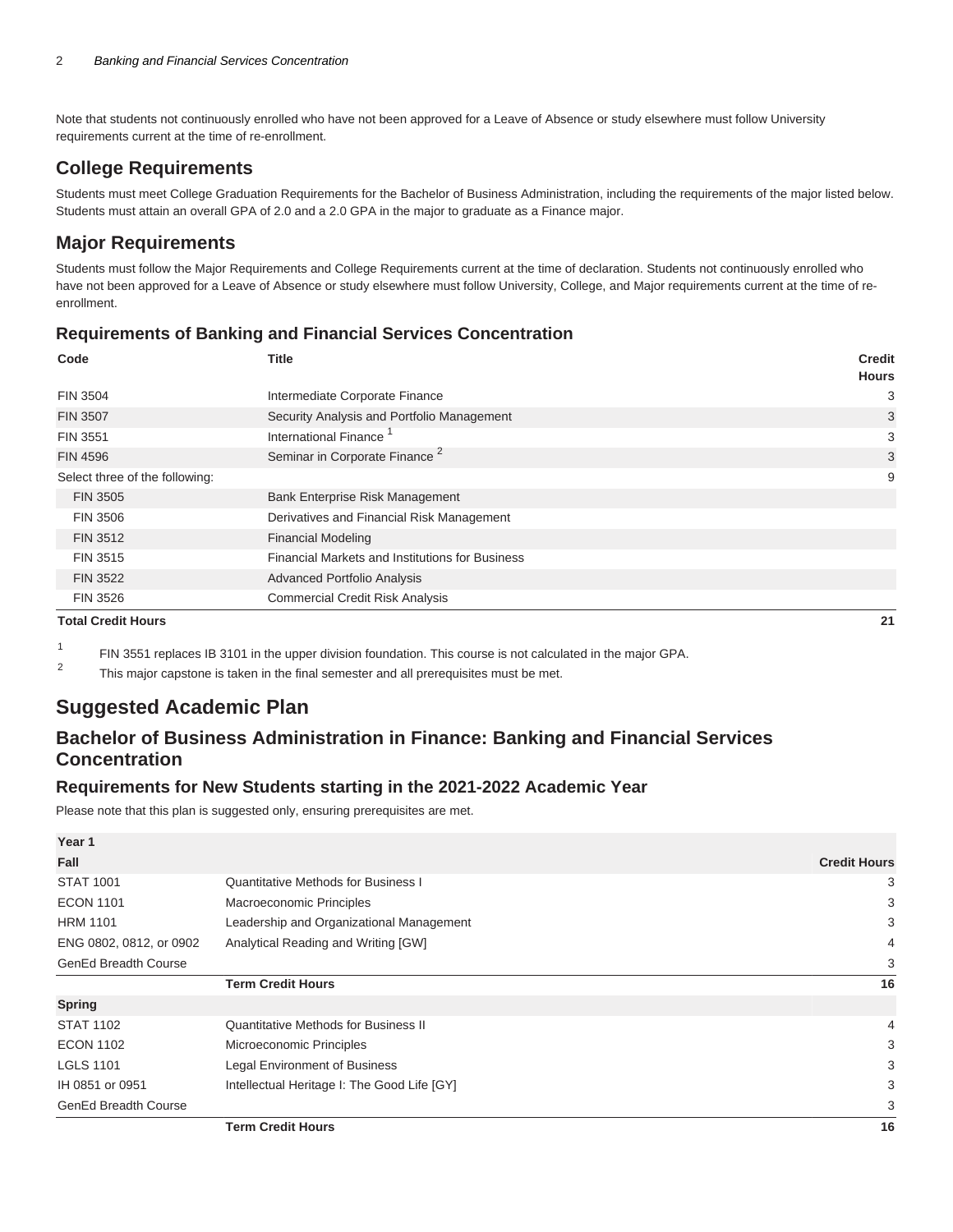Note that students not continuously enrolled who have not been approved for a Leave of Absence or study elsewhere must follow University requirements current at the time of re-enrollment.

## College Requirements

Students must meet College Graduation Requirements for the Bachelor of Business Administration, including the requirements of the major listed below. Students must attain an overall GPA of 2.0 and a 2.0 GPA in the major to graduate as a Finance major.

## Major Requirements

Students must follow the Major Requirements and College Requirements current at the time of declaration. Students not continuously enrolled who have not been approved for a Leave of Absence or study elsewhere must follow University, College, and Major requirements current at the time of re-enrollment.

### Requirements of Banking and Financial Services Concentration

| Code | Title | Credit Hours |
|---|---|---|
| FIN 3504 | Intermediate Corporate Finance | 3 |
| FIN 3507 | Security Analysis and Portfolio Management | 3 |
| FIN 3551 | International Finance [1] | 3 |
| FIN 4596 | Seminar in Corporate Finance [2] | 3 |
| Select three of the following: | | 9 |
| FIN 3505 | Bank Enterprise Risk Management | |
| FIN 3506 | Derivatives and Financial Risk Management | |
| FIN 3512 | Financial Modeling | |
| FIN 3515 | Financial Markets and Institutions for Business | |
| FIN 3522 | Advanced Portfolio Analysis | |
| FIN 3526 | Commercial Credit Risk Analysis | |
| **Total Credit Hours** | | **21** |

1. FIN 3551 replaces IB 3101 in the upper division foundation. This course is not calculated in the major GPA.
2. This major capstone is taken in the final semester and all prerequisites must be met.

## Suggested Academic Plan

### Bachelor of Business Administration in Finance: Banking and Financial Services Concentration

### Requirements for New Students starting in the 2021-2022 Academic Year

Please note that this plan is suggested only, ensuring prerequisites are met.

| Year 1 | | |
|---|---|---|
| **Fall** | | **Credit Hours** |
| STAT 1001 | Quantitative Methods for Business I | 3 |
| ECON 1101 | Macroeconomic Principles | 3 |
| HRM 1101 | Leadership and Organizational Management | 3 |
| ENG 0802, 0812, or 0902 | Analytical Reading and Writing [GW] | 4 |
| GenEd Breadth Course | | 3 |
| | **Term Credit Hours** | **16** |
| **Spring** | | |
| STAT 1102 | Quantitative Methods for Business II | 4 |
| ECON 1102 | Microeconomic Principles | 3 |
| LGLS 1101 | Legal Environment of Business | 3 |
| IH 0851 or 0951 | Intellectual Heritage I: The Good Life [GY] | 3 |
| GenEd Breadth Course | | 3 |
| | **Term Credit Hours** | **16** |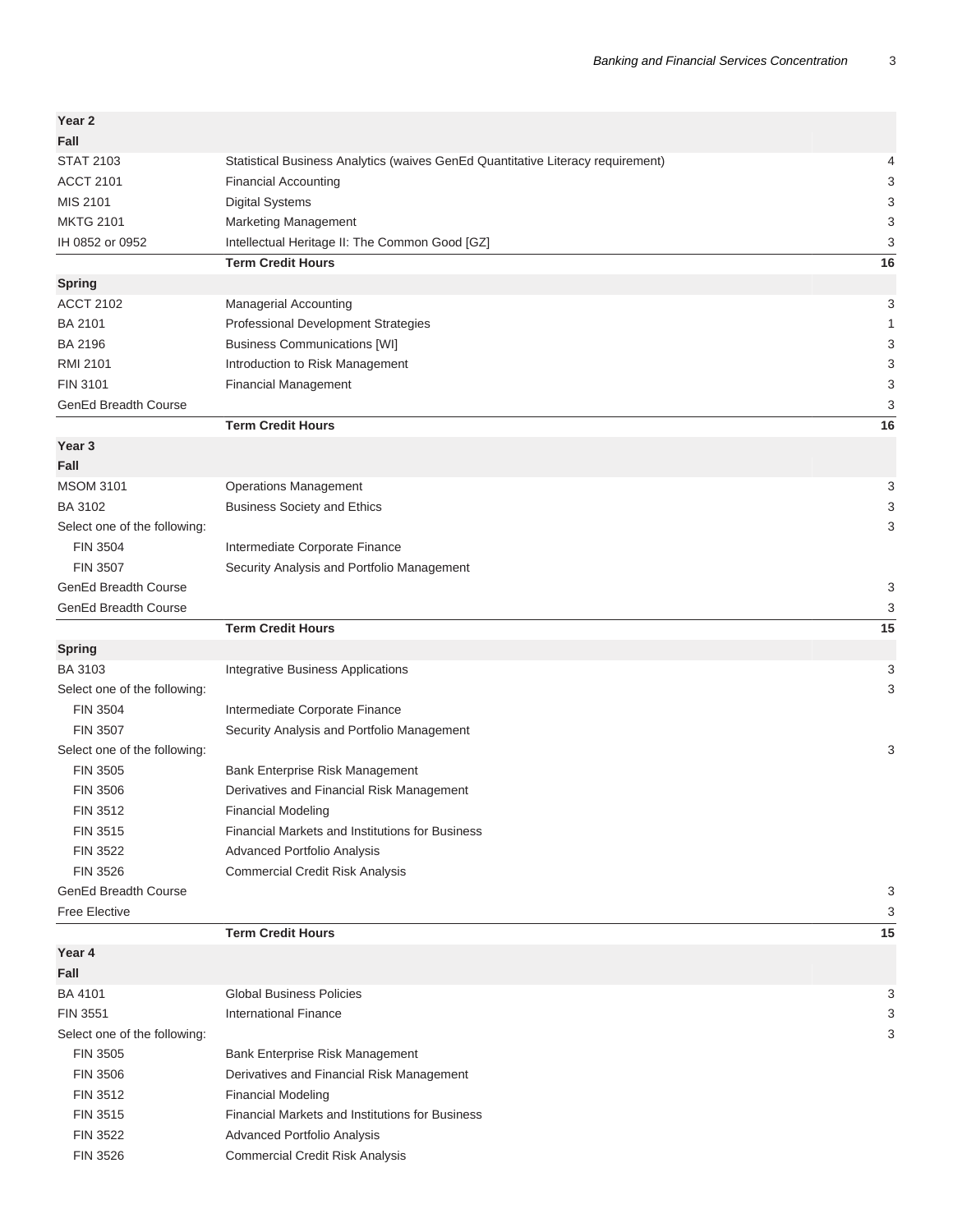| | | |
|---|---|---|
| **Year 2** | | |
| **Fall** | | |
| STAT 2103 | Statistical Business Analytics (waives GenEd Quantitative Literacy requirement) | 4 |
| ACCT 2101 | Financial Accounting | 3 |
| MIS 2101 | Digital Systems | 3 |
| MKTG 2101 | Marketing Management | 3 |
| IH 0852 or 0952 | Intellectual Heritage II: The Common Good [GZ] | 3 |
| | **Term Credit Hours** | **16** |
| **Spring** | | |
| ACCT 2102 | Managerial Accounting | 3 |
| BA 2101 | Professional Development Strategies | 1 |
| BA 2196 | Business Communications [WI] | 3 |
| RMI 2101 | Introduction to Risk Management | 3 |
| FIN 3101 | Financial Management | 3 |
| GenEd Breadth Course | | 3 |
| | **Term Credit Hours** | **16** |
| **Year 3** | | |
| **Fall** | | |
| MSOM 3101 | Operations Management | 3 |
| BA 3102 | Business Society and Ethics | 3 |
| Select one of the following: | | 3 |
| FIN 3504 | Intermediate Corporate Finance | |
| FIN 3507 | Security Analysis and Portfolio Management | |
| GenEd Breadth Course | | 3 |
| GenEd Breadth Course | | 3 |
| | **Term Credit Hours** | **15** |
| **Spring** | | |
| BA 3103 | Integrative Business Applications | 3 |
| Select one of the following: | | 3 |
| FIN 3504 | Intermediate Corporate Finance | |
| FIN 3507 | Security Analysis and Portfolio Management | |
| Select one of the following: | | 3 |
| FIN 3505 | Bank Enterprise Risk Management | |
| FIN 3506 | Derivatives and Financial Risk Management | |
| FIN 3512 | Financial Modeling | |
| FIN 3515 | Financial Markets and Institutions for Business | |
| FIN 3522 | Advanced Portfolio Analysis | |
| FIN 3526 | Commercial Credit Risk Analysis | |
| GenEd Breadth Course | | 3 |
| Free Elective | | 3 |
| | **Term Credit Hours** | **15** |
| **Year 4** | | |
| **Fall** | | |
| BA 4101 | Global Business Policies | 3 |
| FIN 3551 | International Finance | 3 |
| Select one of the following: | | 3 |
| FIN 3505 | Bank Enterprise Risk Management | |
| FIN 3506 | Derivatives and Financial Risk Management | |
| FIN 3512 | Financial Modeling | |
| FIN 3515 | Financial Markets and Institutions for Business | |
| FIN 3522 | Advanced Portfolio Analysis | |
| FIN 3526 | Commercial Credit Risk Analysis | |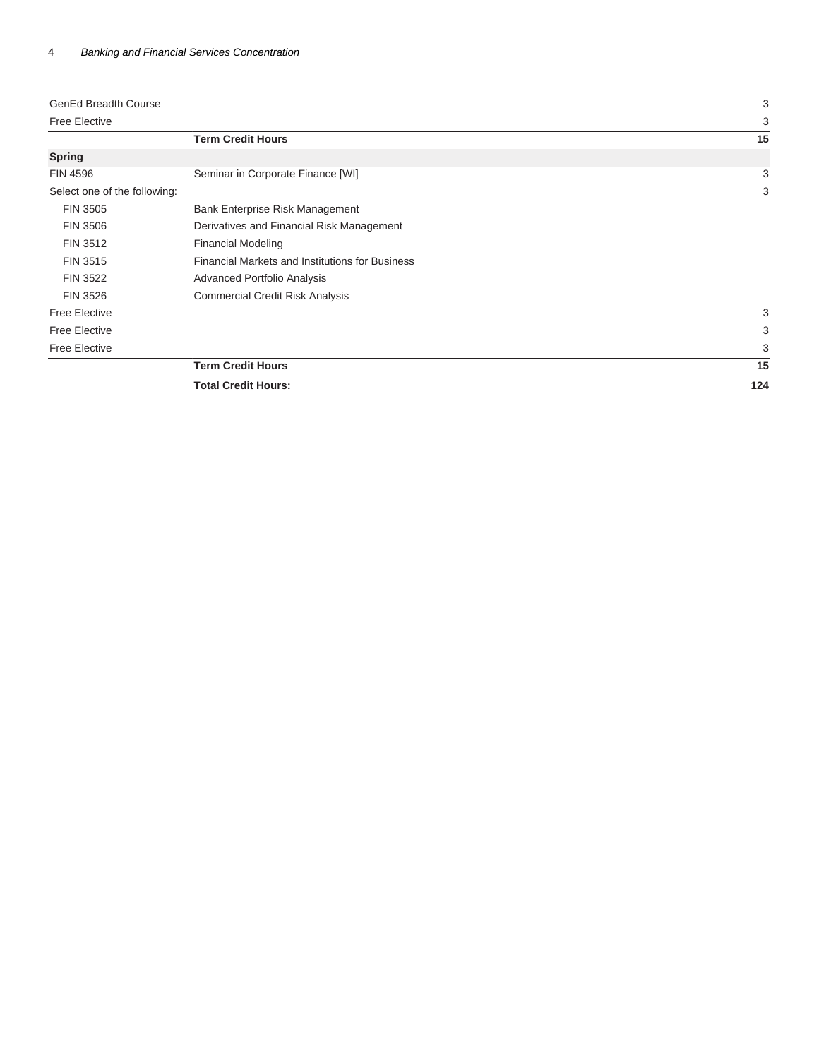| | | |
|---|---|---|
| GenEd Breadth Course | | 3 |
| Free Elective | | 3 |
| | **Term Credit Hours** | **15** |
| **Spring** | | |
| FIN 4596 | Seminar in Corporate Finance [WI] | 3 |
| Select one of the following: | | 3 |
| FIN 3505 | Bank Enterprise Risk Management | |
| FIN 3506 | Derivatives and Financial Risk Management | |
| FIN 3512 | Financial Modeling | |
| FIN 3515 | Financial Markets and Institutions for Business | |
| FIN 3522 | Advanced Portfolio Analysis | |
| FIN 3526 | Commercial Credit Risk Analysis | |
| Free Elective | | 3 |
| Free Elective | | 3 |
| Free Elective | | 3 |
| | **Term Credit Hours** | **15** |
| | **Total Credit Hours:** | **124** |